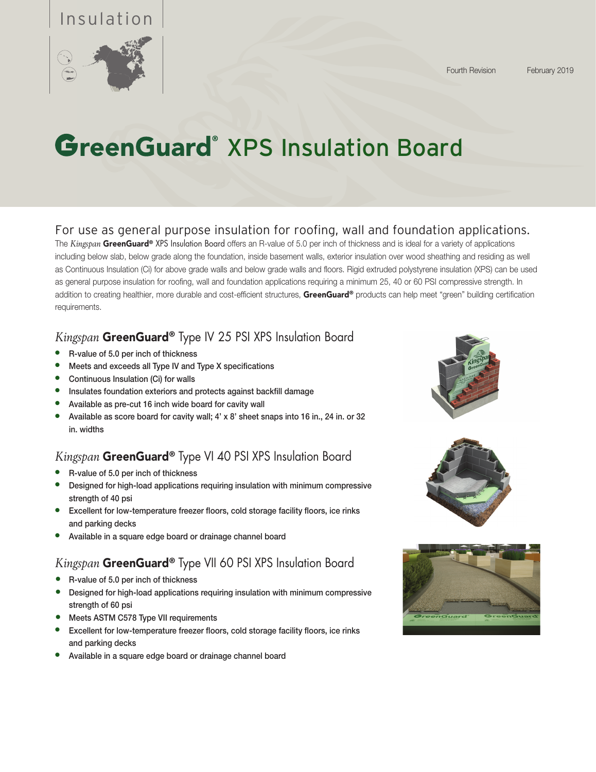Insulation

Fourth Revision February 2019

# GreenGuard® XPS Insulation Board

## For use as general purpose insulation for roofing, wall and foundation applications.

The *Kingspan* **GreenGuard®** XPS Insulation Board offers an R-value of 5.0 per inch of thickness and is ideal for a variety of applications including below slab, below grade along the foundation, inside basement walls, exterior insulation over wood sheathing and residing as well as Continuous Insulation (Ci) for above grade walls and below grade walls and floors. Rigid extruded polystyrene insulation (XPS) can be used as general purpose insulation for roofing, wall and foundation applications requiring a minimum 25, 40 or 60 PSI compressive strength. In addition to creating healthier, more durable and cost-efficient structures, **GreenGuard®** products can help meet "green" building certification requirements.

### *Kingspan* **GreenGuard®** Type IV 25 PSI XPS Insulation Board

- R-value of 5.0 per inch of thickness
- Meets and exceeds all Type IV and Type X specifications
- Continuous Insulation (Ci) for walls
- Insulates foundation exteriors and protects against backfill damage
- Available as pre-cut 16 inch wide board for cavity wall
- Available as score board for cavity wall; 4' x 8' sheet snaps into 16 in., 24 in. or 32 in. widths

### *Kingspan* **GreenGuard®** Type VI 40 PSI XPS Insulation Board

- R-value of 5.0 per inch of thickness
- Designed for high-load applications requiring insulation with minimum compressive strength of 40 psi
- Excellent for low-temperature freezer floors, cold storage facility floors, ice rinks and parking decks
- Available in a square edge board or drainage channel board

### *Kingspan* **GreenGuard®** Type VII 60 PSI XPS Insulation Board

- R-value of 5.0 per inch of thickness
- Designed for high-load applications requiring insulation with minimum compressive strength of 60 psi
- Meets ASTM C578 Type VII requirements
- Excellent for low-temperature freezer floors, cold storage facility floors, ice rinks and parking decks
- Available in a square edge board or drainage channel board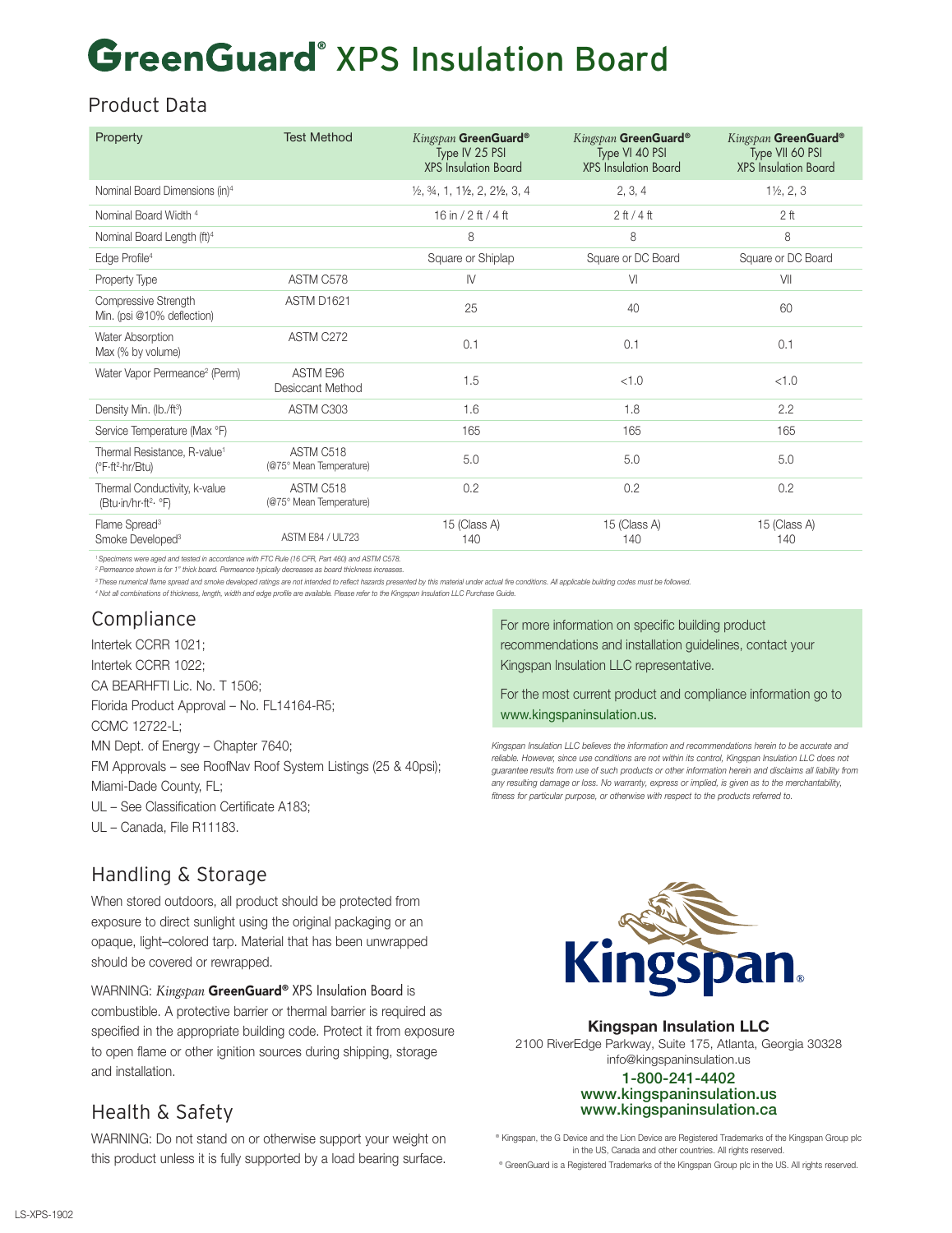# GreenGuard® XPS Insulation Board

## Product Data

| Property | Test Method | *Kingspan* **GreenGuard®** Type IV 25 PSI XPS Insulation Board | *Kingspan* **GreenGuard®** Type VI 40 PSI XPS Insulation Board | *Kingspan* **GreenGuard®** Type VII 60 PSI XPS Insulation Board |
|---|---|---|---|---|
| Nominal Board Dimensions (in)[4] | | ½, ¾, 1, 1½, 2, 2½, 3, 4 | 2, 3, 4 | 1½, 2, 3 |
| Nominal Board Width [4] | | 16 in / 2 ft / 4 ft | 2 ft / 4 ft | 2 ft |
| Nominal Board Length (ft)[4] | | 8 | 8 | 8 |
| Edge Profile[4] | | Square or Shiplap | Square or DC Board | Square or DC Board |
| Property Type | ASTM C578 | IV | VI | VII |
| Compressive Strength Min. (psi @10% deflection) | ASTM D1621 | 25 | 40 | 60 |
| Water Absorption Max (% by volume) | ASTM C272 | 0.1 | 0.1 | 0.1 |
| Water Vapor Permeance[2] (Perm) | ASTM E96 Desiccant Method | 1.5 | <1.0 | <1.0 |
| Density Min. (lb./ft³) | ASTM C303 | 1.6 | 1.8 | 2.2 |
| Service Temperature (Max °F) | | 165 | 165 | 165 |
| Thermal Resistance, R-value[1] (°F·ft²·hr/Btu) | ASTM C518 (@75° Mean Temperature) | 5.0 | 5.0 | 5.0 |
| Thermal Conductivity, k-value (Btu·in/hr·ft²· °F) | ASTM C518 (@75° Mean Temperature) | 0.2 | 0.2 | 0.2 |
| Flame Spread[3] Smoke Developed[3] | ASTM E84 / UL723 | 15 (Class A) 140 | 15 (Class A) 140 | 15 (Class A) 140 |

[1] Specimens were aged and tested in accordance with FTC Rule (16 CFR, Part 460) and ASTM C578.
[2] Permeance shown is for 1" thick board. Permeance typically decreases as board thickness increases.
[3] These numerical flame spread and smoke developed ratings are not intended to reflect hazards presented by this material under actual fire conditions. All applicable building codes must be followed.
[4] Not all combinations of thickness, length, width and edge profile are available. Please refer to the Kingspan Insulation LLC Purchase Guide.

## Compliance

Intertek CCRR 1021;
Intertek CCRR 1022;
CA BEARHFTI Lic. No. T 1506;
Florida Product Approval – No. FL14164-R5;
CCMC 12722-L;
MN Dept. of Energy – Chapter 7640;
FM Approvals – see RoofNav Roof System Listings (25 & 40psi);
Miami-Dade County, FL;
UL – See Classification Certificate A183;
UL – Canada, File R11183.

For more information on specific building product recommendations and installation guidelines, contact your Kingspan Insulation LLC representative.

For the most current product and compliance information go to www.kingspaninsulation.us.

*Kingspan Insulation LLC believes the information and recommendations herein to be accurate and reliable. However, since use conditions are not within its control, Kingspan Insulation LLC does not guarantee results from use of such products or other information herein and disclaims all liability from any resulting damage or loss. No warranty, express or implied, is given as to the merchantability, fitness for particular purpose, or otherwise with respect to the products referred to.*

## Handling & Storage

When stored outdoors, all product should be protected from exposure to direct sunlight using the original packaging or an opaque, light–colored tarp. Material that has been unwrapped should be covered or rewrapped.

WARNING: *Kingspan* **GreenGuard®** XPS Insulation Board is combustible. A protective barrier or thermal barrier is required as specified in the appropriate building code. Protect it from exposure to open flame or other ignition sources during shipping, storage and installation.

## Health & Safety

WARNING: Do not stand on or otherwise support your weight on this product unless it is fully supported by a load bearing surface.

Kingspan.

**Kingspan Insulation LLC**
2100 RiverEdge Parkway, Suite 175, Atlanta, Georgia 30328
info@kingspaninsulation.us
**1-800-241-4402**
**www.kingspaninsulation.us**
**www.kingspaninsulation.ca**

® Kingspan, the G Device and the Lion Device are Registered Trademarks of the Kingspan Group plc in the US, Canada and other countries. All rights reserved.
® GreenGuard is a Registered Trademarks of the Kingspan Group plc in the US. All rights reserved.

LS-XPS-1902